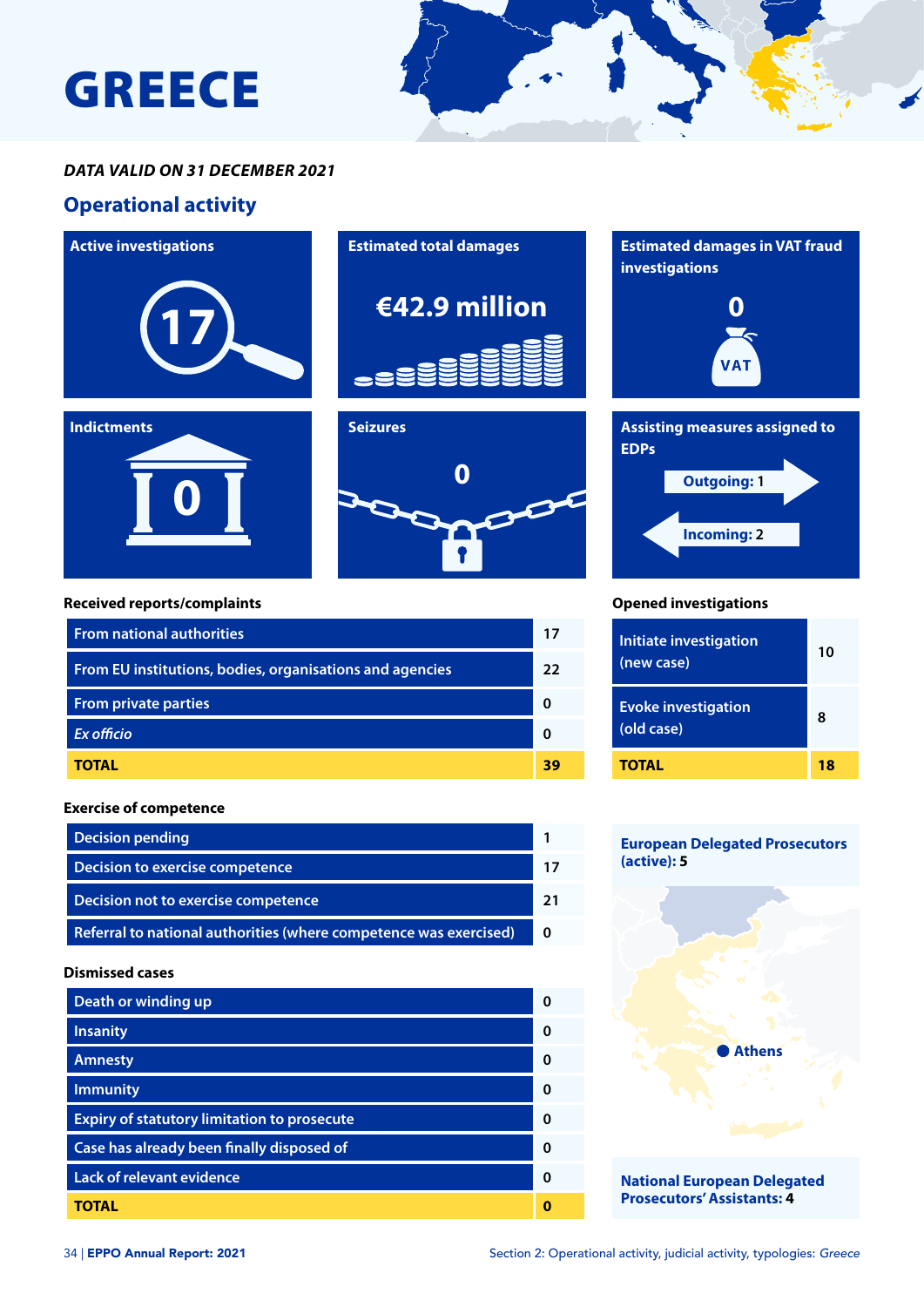# GREECE

***DATA VALID ON 31 DECEMBER 2021***

## Operational activity

**Active investigations**

17

**Estimated total damages**

€42.9 million

**Estimated damages in VAT fraud investigations**

0

VAT

**Indictments**

0

**Seizures**

0

**Assisting measures assigned to EDPs**

Outgoing: 1

Incoming: 2

**Received reports/complaints**

| | |
|---|---|
| From national authorities | 17 |
| From EU institutions, bodies, organisations and agencies | 22 |
| From private parties | 0 |
| *Ex officio* | 0 |
| **TOTAL** | **39** |

**Opened investigations**

| | |
|---|---|
| Initiate investigation (new case) | 10 |
| Evoke investigation (old case) | 8 |
| **TOTAL** | **18** |

**Exercise of competence**

| | |
|---|---|
| Decision pending | 1 |
| Decision to exercise competence | 17 |
| Decision not to exercise competence | 21 |
| Referral to national authorities (where competence was exercised) | 0 |

**Dismissed cases**

| | |
|---|---|
| Death or winding up | 0 |
| Insanity | 0 |
| Amnesty | 0 |
| Immunity | 0 |
| Expiry of statutory limitation to prosecute | 0 |
| Case has already been finally disposed of | 0 |
| Lack of relevant evidence | 0 |
| **TOTAL** | **0** |

**European Delegated Prosecutors (active): 5**

Athens

**National European Delegated Prosecutors' Assistants: 4**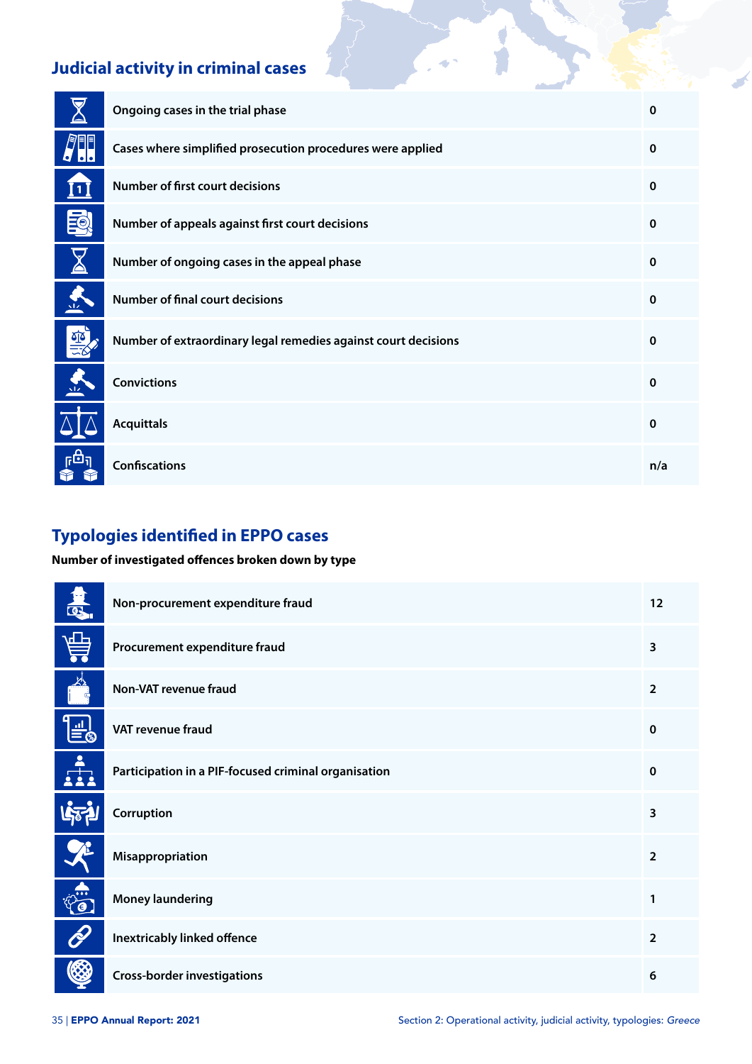## Judicial activity in criminal cases

| | |
|---|---|
| Ongoing cases in the trial phase | 0 |
| Cases where simplified prosecution procedures were applied | 0 |
| Number of first court decisions | 0 |
| Number of appeals against first court decisions | 0 |
| Number of ongoing cases in the appeal phase | 0 |
| Number of final court decisions | 0 |
| Number of extraordinary legal remedies against court decisions | 0 |
| Convictions | 0 |
| Acquittals | 0 |
| Confiscations | n/a |

## Typologies identified in EPPO cases

**Number of investigated offences broken down by type**

| | |
|---|---|
| Non-procurement expenditure fraud | 12 |
| Procurement expenditure fraud | 3 |
| Non-VAT revenue fraud | 2 |
| VAT revenue fraud | 0 |
| Participation in a PIF-focused criminal organisation | 0 |
| Corruption | 3 |
| Misappropriation | 2 |
| Money laundering | 1 |
| Inextricably linked offence | 2 |
| Cross-border investigations | 6 |